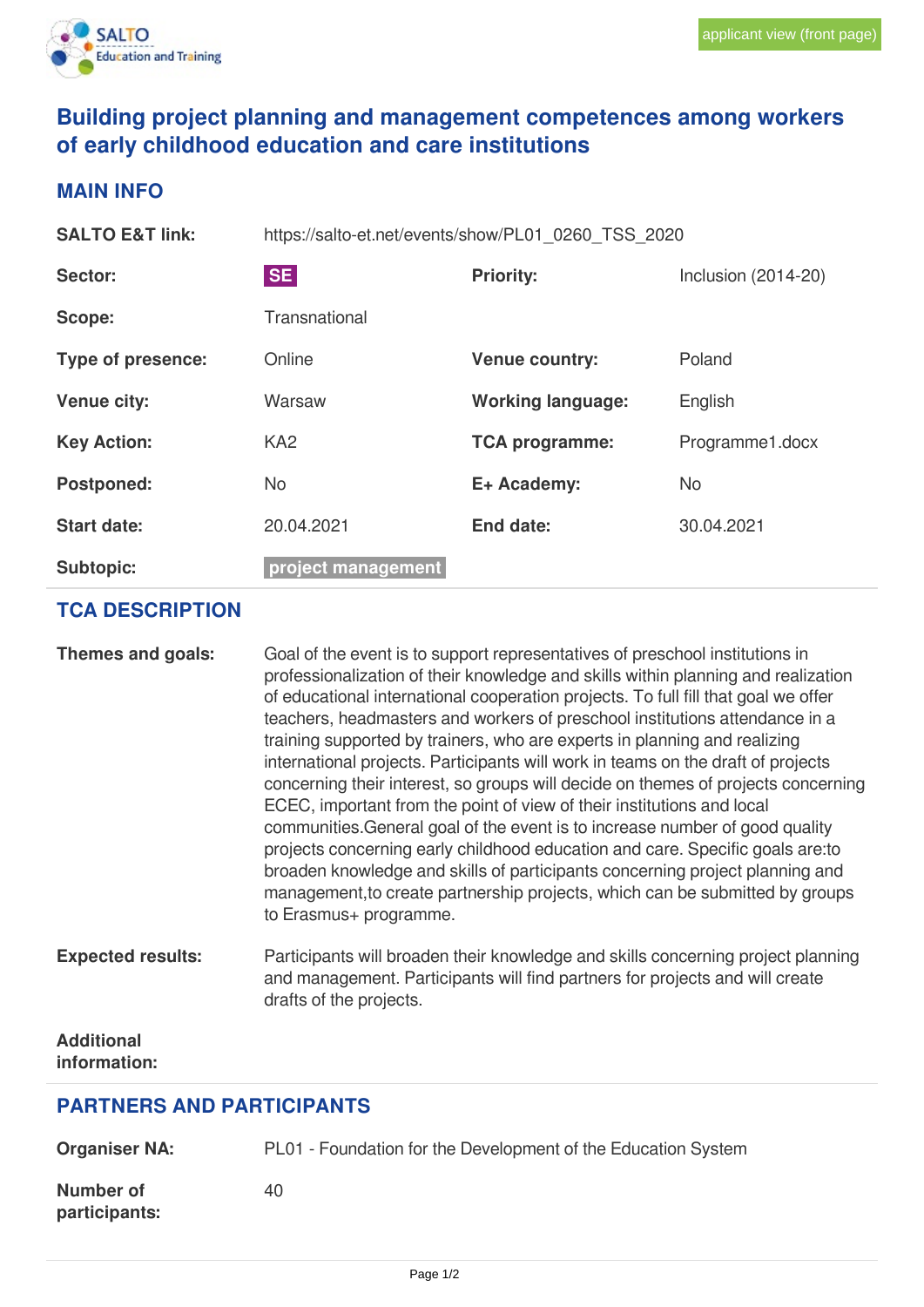applicant view (front page)

# Building project planning and management competences among workers of early childhood education and care institutions

## MAIN INFO

| | | | |
|---|---|---|---|
| **SALTO E&T link:** | https://salto-et.net/events/show/PL01_0260_TSS_2020 | | |
| **Sector:** | SE | **Priority:** | Inclusion (2014-20) |
| **Scope:** | Transnational | | |
| **Type of presence:** | Online | **Venue country:** | Poland |
| **Venue city:** | Warsaw | **Working language:** | English |
| **Key Action:** | KA2 | **TCA programme:** | Programme1.docx |
| **Postponed:** | No | **E+ Academy:** | No |
| **Start date:** | 20.04.2021 | **End date:** | 30.04.2021 |
| **Subtopic:** | project management | | |

## TCA DESCRIPTION

**Themes and goals:**

Goal of the event is to support representatives of preschool institutions in professionalization of their knowledge and skills within planning and realization of educational international cooperation projects. To full fill that goal we offer teachers, headmasters and workers of preschool institutions attendance in a training supported by trainers, who are experts in planning and realizing international projects. Participants will work in teams on the draft of projects concerning their interest, so groups will decide on themes of projects concerning ECEC, important from the point of view of their institutions and local communities.General goal of the event is to increase number of good quality projects concerning early childhood education and care. Specific goals are:to broaden knowledge and skills of participants concerning project planning and management,to create partnership projects, which can be submitted by groups to Erasmus+ programme.

**Expected results:**

Participants will broaden their knowledge and skills concerning project planning and management. Participants will find partners for projects and will create drafts of the projects.

**Additional information:**

## PARTNERS AND PARTICIPANTS

**Organiser NA:** PL01 - Foundation for the Development of the Education System

**Number of participants:** 40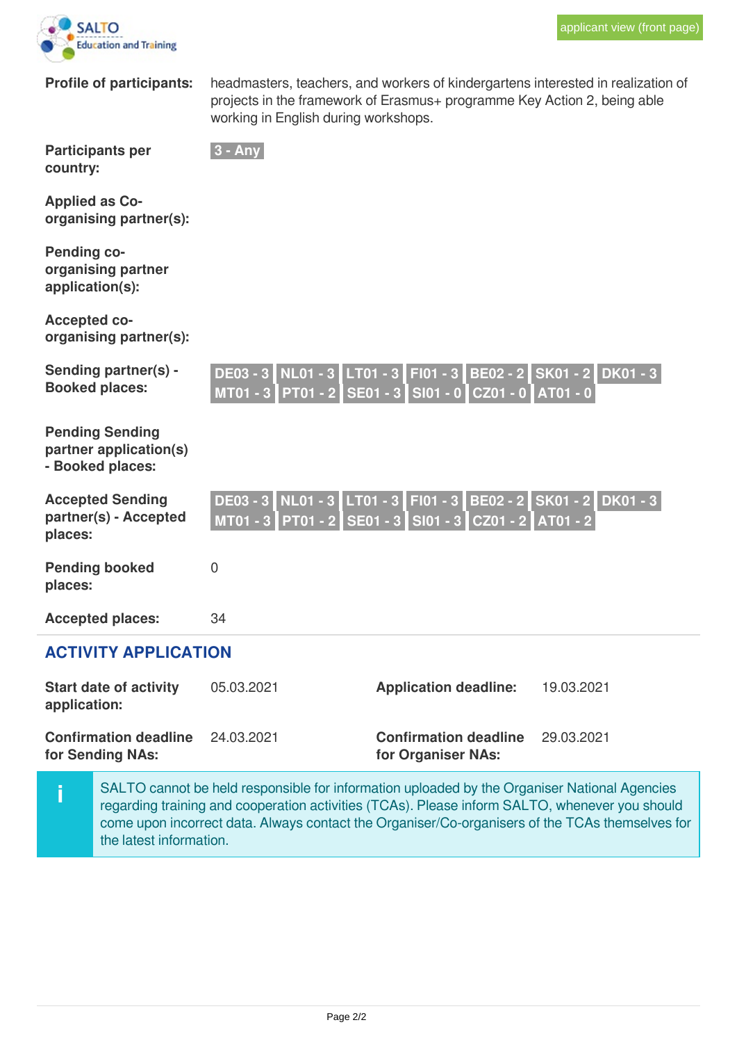applicant view (front page)

**Profile of participants:** headmasters, teachers, and workers of kindergartens interested in realization of projects in the framework of Erasmus+ programme Key Action 2, being able working in English during workshops.

**Participants per country:** 3 - Any

**Applied as Co-organising partner(s):**

**Pending co-organising partner application(s):**

**Accepted co-organising partner(s):**

**Sending partner(s) - Booked places:** DE03 - 3 NL01 - 3 LT01 - 3 FI01 - 3 BE02 - 2 SK01 - 2 DK01 - 3 MT01 - 3 PT01 - 2 SE01 - 3 SI01 - 0 CZ01 - 0 AT01 - 0

**Pending Sending partner application(s) - Booked places:**

**Accepted Sending partner(s) - Accepted places:** DE03 - 3 NL01 - 3 LT01 - 3 FI01 - 3 BE02 - 2 SK01 - 2 DK01 - 3 MT01 - 3 PT01 - 2 SE01 - 3 SI01 - 3 CZ01 - 2 AT01 - 2

**Pending booked places:** 0

**Accepted places:** 34

## ACTIVITY APPLICATION

**Start date of activity application:** 05.03.2021

**Application deadline:** 19.03.2021

**Confirmation deadline for Sending NAs:** 24.03.2021

**Confirmation deadline for Organiser NAs:** 29.03.2021

i SALTO cannot be held responsible for information uploaded by the Organiser National Agencies regarding training and cooperation activities (TCAs). Please inform SALTO, whenever you should come upon incorrect data. Always contact the Organiser/Co-organisers of the TCAs themselves for the latest information.